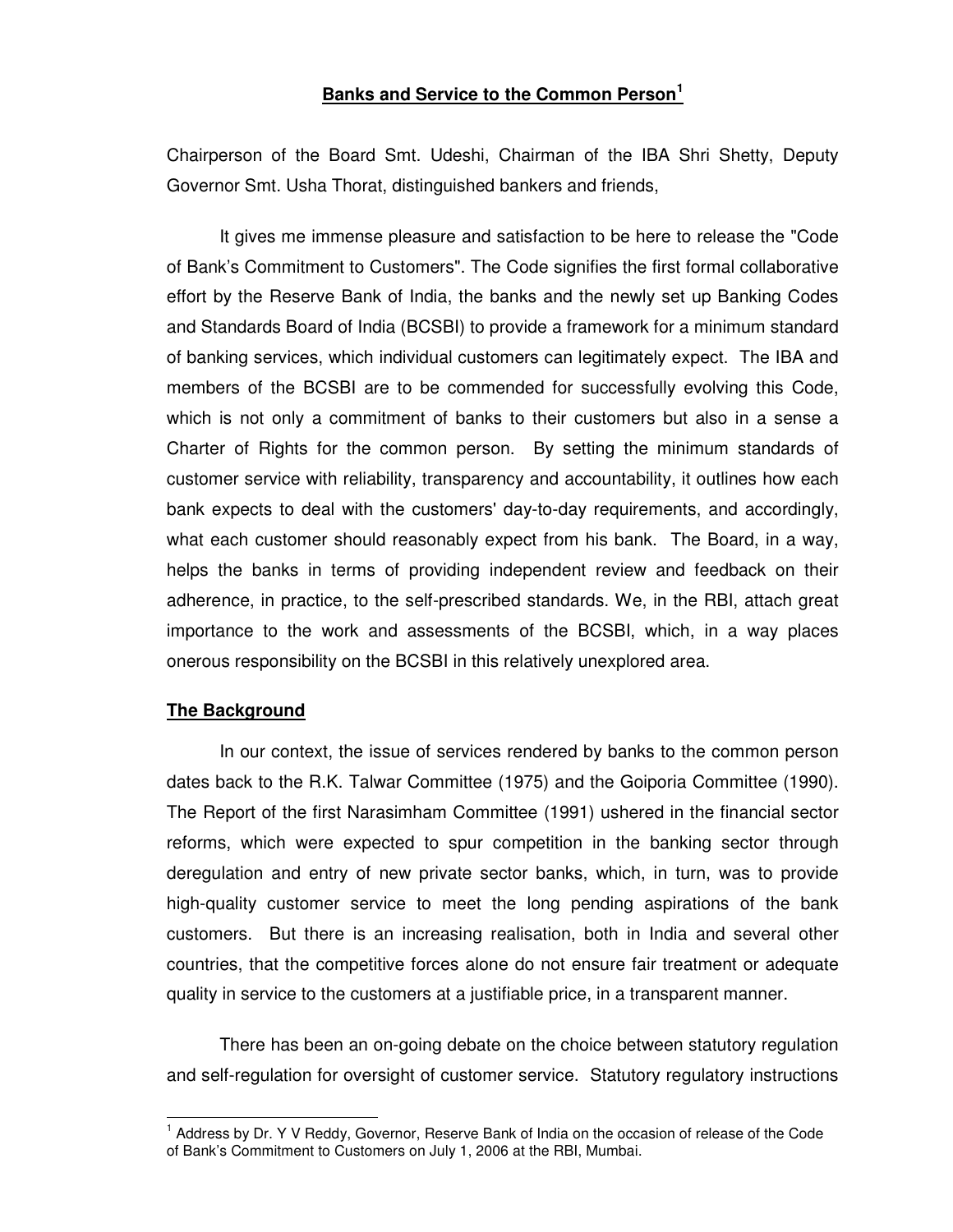# Banks and Service to the Common Person[1]

Chairperson of the Board Smt. Udeshi, Chairman of the IBA Shri Shetty, Deputy Governor Smt. Usha Thorat, distinguished bankers and friends,

It gives me immense pleasure and satisfaction to be here to release the "Code of Bank's Commitment to Customers". The Code signifies the first formal collaborative effort by the Reserve Bank of India, the banks and the newly set up Banking Codes and Standards Board of India (BCSBI) to provide a framework for a minimum standard of banking services, which individual customers can legitimately expect. The IBA and members of the BCSBI are to be commended for successfully evolving this Code, which is not only a commitment of banks to their customers but also in a sense a Charter of Rights for the common person. By setting the minimum standards of customer service with reliability, transparency and accountability, it outlines how each bank expects to deal with the customers' day-to-day requirements, and accordingly, what each customer should reasonably expect from his bank. The Board, in a way, helps the banks in terms of providing independent review and feedback on their adherence, in practice, to the self-prescribed standards. We, in the RBI, attach great importance to the work and assessments of the BCSBI, which, in a way places onerous responsibility on the BCSBI in this relatively unexplored area.

## The Background

In our context, the issue of services rendered by banks to the common person dates back to the R.K. Talwar Committee (1975) and the Goiporia Committee (1990). The Report of the first Narasimham Committee (1991) ushered in the financial sector reforms, which were expected to spur competition in the banking sector through deregulation and entry of new private sector banks, which, in turn, was to provide high-quality customer service to meet the long pending aspirations of the bank customers. But there is an increasing realisation, both in India and several other countries, that the competitive forces alone do not ensure fair treatment or adequate quality in service to the customers at a justifiable price, in a transparent manner.

There has been an on-going debate on the choice between statutory regulation and self-regulation for oversight of customer service. Statutory regulatory instructions

---

[1] Address by Dr. Y V Reddy, Governor, Reserve Bank of India on the occasion of release of the Code of Bank's Commitment to Customers on July 1, 2006 at the RBI, Mumbai.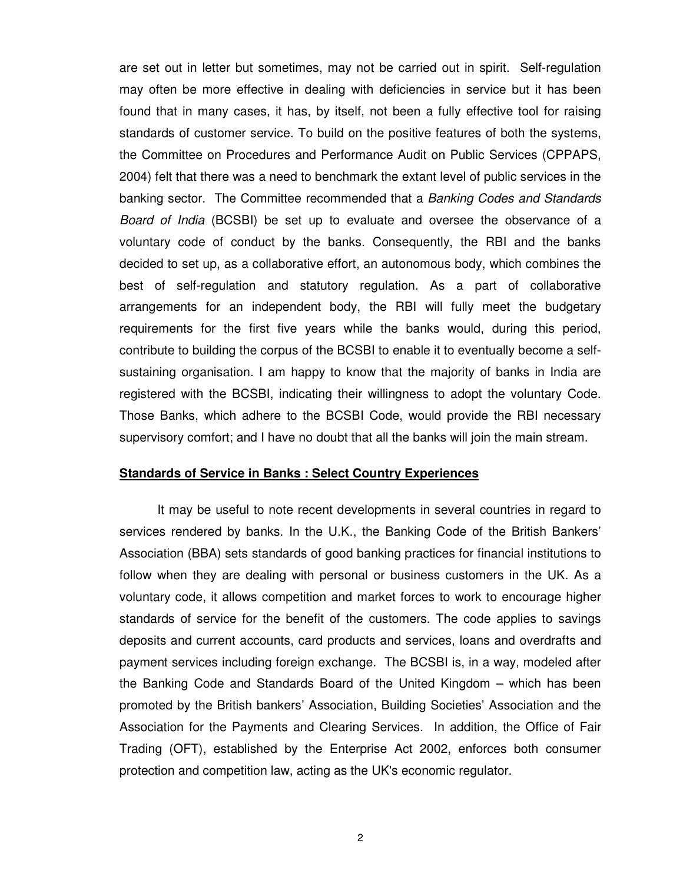are set out in letter but sometimes, may not be carried out in spirit. Self-regulation may often be more effective in dealing with deficiencies in service but it has been found that in many cases, it has, by itself, not been a fully effective tool for raising standards of customer service. To build on the positive features of both the systems, the Committee on Procedures and Performance Audit on Public Services (CPPAPS, 2004) felt that there was a need to benchmark the extant level of public services in the banking sector. The Committee recommended that a *Banking Codes and Standards Board of India* (BCSBI) be set up to evaluate and oversee the observance of a voluntary code of conduct by the banks. Consequently, the RBI and the banks decided to set up, as a collaborative effort, an autonomous body, which combines the best of self-regulation and statutory regulation. As a part of collaborative arrangements for an independent body, the RBI will fully meet the budgetary requirements for the first five years while the banks would, during this period, contribute to building the corpus of the BCSBI to enable it to eventually become a self-sustaining organisation. I am happy to know that the majority of banks in India are registered with the BCSBI, indicating their willingness to adopt the voluntary Code. Those Banks, which adhere to the BCSBI Code, would provide the RBI necessary supervisory comfort; and I have no doubt that all the banks will join the main stream.

**Standards of Service in Banks : Select Country Experiences**

It may be useful to note recent developments in several countries in regard to services rendered by banks. In the U.K., the Banking Code of the British Bankers' Association (BBA) sets standards of good banking practices for financial institutions to follow when they are dealing with personal or business customers in the UK. As a voluntary code, it allows competition and market forces to work to encourage higher standards of service for the benefit of the customers. The code applies to savings deposits and current accounts, card products and services, loans and overdrafts and payment services including foreign exchange. The BCSBI is, in a way, modeled after the Banking Code and Standards Board of the United Kingdom – which has been promoted by the British bankers' Association, Building Societies' Association and the Association for the Payments and Clearing Services. In addition, the Office of Fair Trading (OFT), established by the Enterprise Act 2002, enforces both consumer protection and competition law, acting as the UK's economic regulator.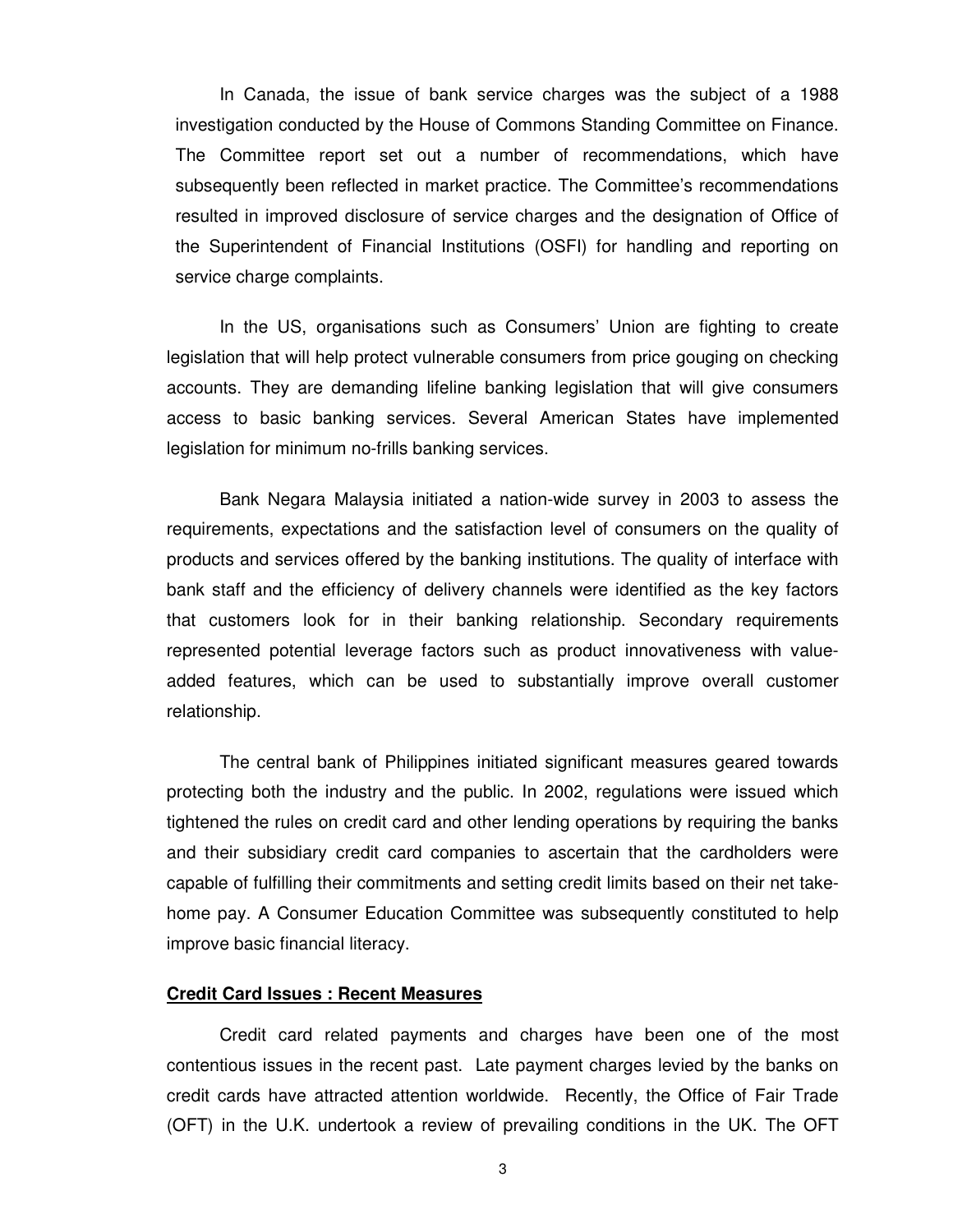In Canada, the issue of bank service charges was the subject of a 1988 investigation conducted by the House of Commons Standing Committee on Finance. The Committee report set out a number of recommendations, which have subsequently been reflected in market practice. The Committee's recommendations resulted in improved disclosure of service charges and the designation of Office of the Superintendent of Financial Institutions (OSFI) for handling and reporting on service charge complaints.

In the US, organisations such as Consumers' Union are fighting to create legislation that will help protect vulnerable consumers from price gouging on checking accounts. They are demanding lifeline banking legislation that will give consumers access to basic banking services. Several American States have implemented legislation for minimum no-frills banking services.

Bank Negara Malaysia initiated a nation-wide survey in 2003 to assess the requirements, expectations and the satisfaction level of consumers on the quality of products and services offered by the banking institutions. The quality of interface with bank staff and the efficiency of delivery channels were identified as the key factors that customers look for in their banking relationship. Secondary requirements represented potential leverage factors such as product innovativeness with value-added features, which can be used to substantially improve overall customer relationship.

The central bank of Philippines initiated significant measures geared towards protecting both the industry and the public. In 2002, regulations were issued which tightened the rules on credit card and other lending operations by requiring the banks and their subsidiary credit card companies to ascertain that the cardholders were capable of fulfilling their commitments and setting credit limits based on their net take-home pay. A Consumer Education Committee was subsequently constituted to help improve basic financial literacy.

**Credit Card Issues : Recent Measures**

Credit card related payments and charges have been one of the most contentious issues in the recent past. Late payment charges levied by the banks on credit cards have attracted attention worldwide. Recently, the Office of Fair Trade (OFT) in the U.K. undertook a review of prevailing conditions in the UK. The OFT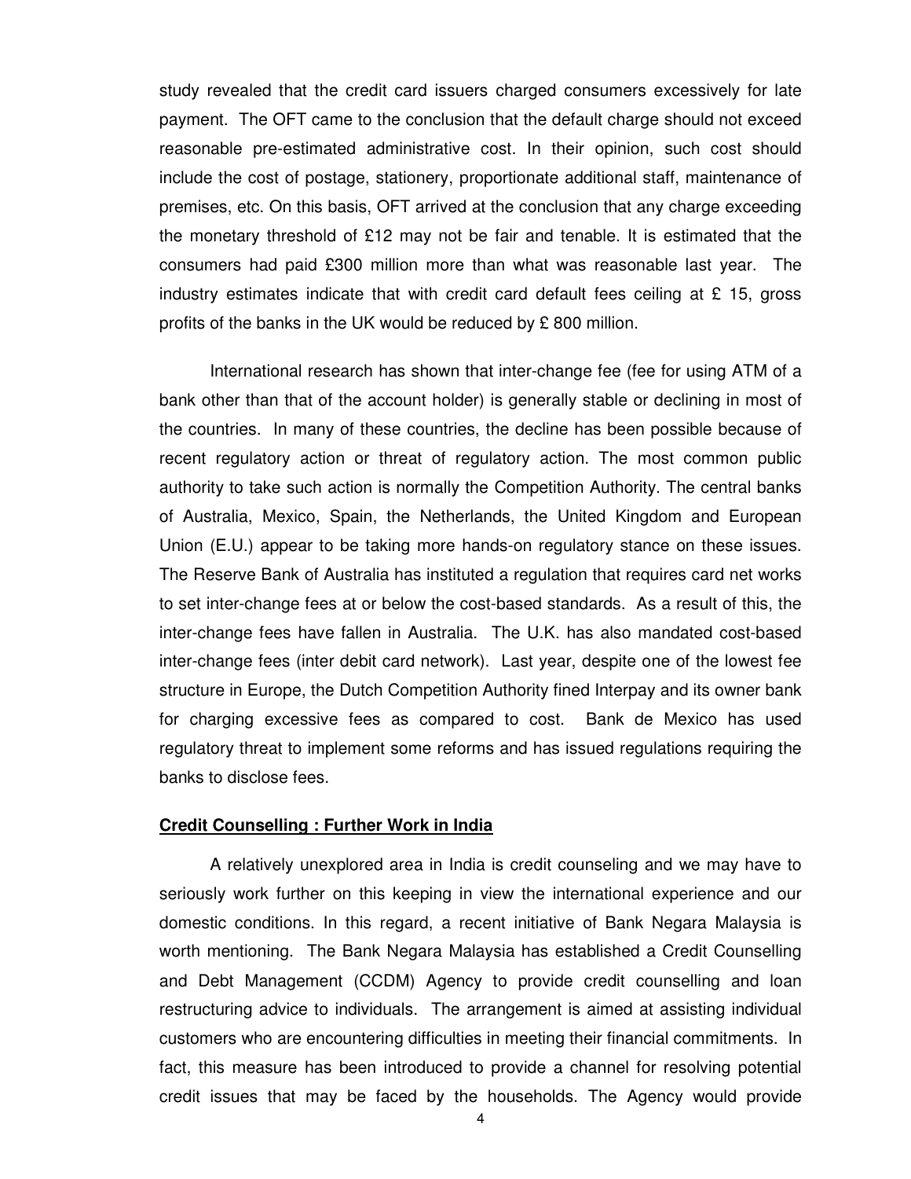study revealed that the credit card issuers charged consumers excessively for late payment. The OFT came to the conclusion that the default charge should not exceed reasonable pre-estimated administrative cost. In their opinion, such cost should include the cost of postage, stationery, proportionate additional staff, maintenance of premises, etc. On this basis, OFT arrived at the conclusion that any charge exceeding the monetary threshold of £12 may not be fair and tenable. It is estimated that the consumers had paid £300 million more than what was reasonable last year. The industry estimates indicate that with credit card default fees ceiling at £ 15, gross profits of the banks in the UK would be reduced by £ 800 million.

International research has shown that inter-change fee (fee for using ATM of a bank other than that of the account holder) is generally stable or declining in most of the countries. In many of these countries, the decline has been possible because of recent regulatory action or threat of regulatory action. The most common public authority to take such action is normally the Competition Authority. The central banks of Australia, Mexico, Spain, the Netherlands, the United Kingdom and European Union (E.U.) appear to be taking more hands-on regulatory stance on these issues. The Reserve Bank of Australia has instituted a regulation that requires card net works to set inter-change fees at or below the cost-based standards. As a result of this, the inter-change fees have fallen in Australia. The U.K. has also mandated cost-based inter-change fees (inter debit card network). Last year, despite one of the lowest fee structure in Europe, the Dutch Competition Authority fined Interpay and its owner bank for charging excessive fees as compared to cost. Bank de Mexico has used regulatory threat to implement some reforms and has issued regulations requiring the banks to disclose fees.

**Credit Counselling : Further Work in India**

A relatively unexplored area in India is credit counseling and we may have to seriously work further on this keeping in view the international experience and our domestic conditions. In this regard, a recent initiative of Bank Negara Malaysia is worth mentioning. The Bank Negara Malaysia has established a Credit Counselling and Debt Management (CCDM) Agency to provide credit counselling and loan restructuring advice to individuals. The arrangement is aimed at assisting individual customers who are encountering difficulties in meeting their financial commitments. In fact, this measure has been introduced to provide a channel for resolving potential credit issues that may be faced by the households. The Agency would provide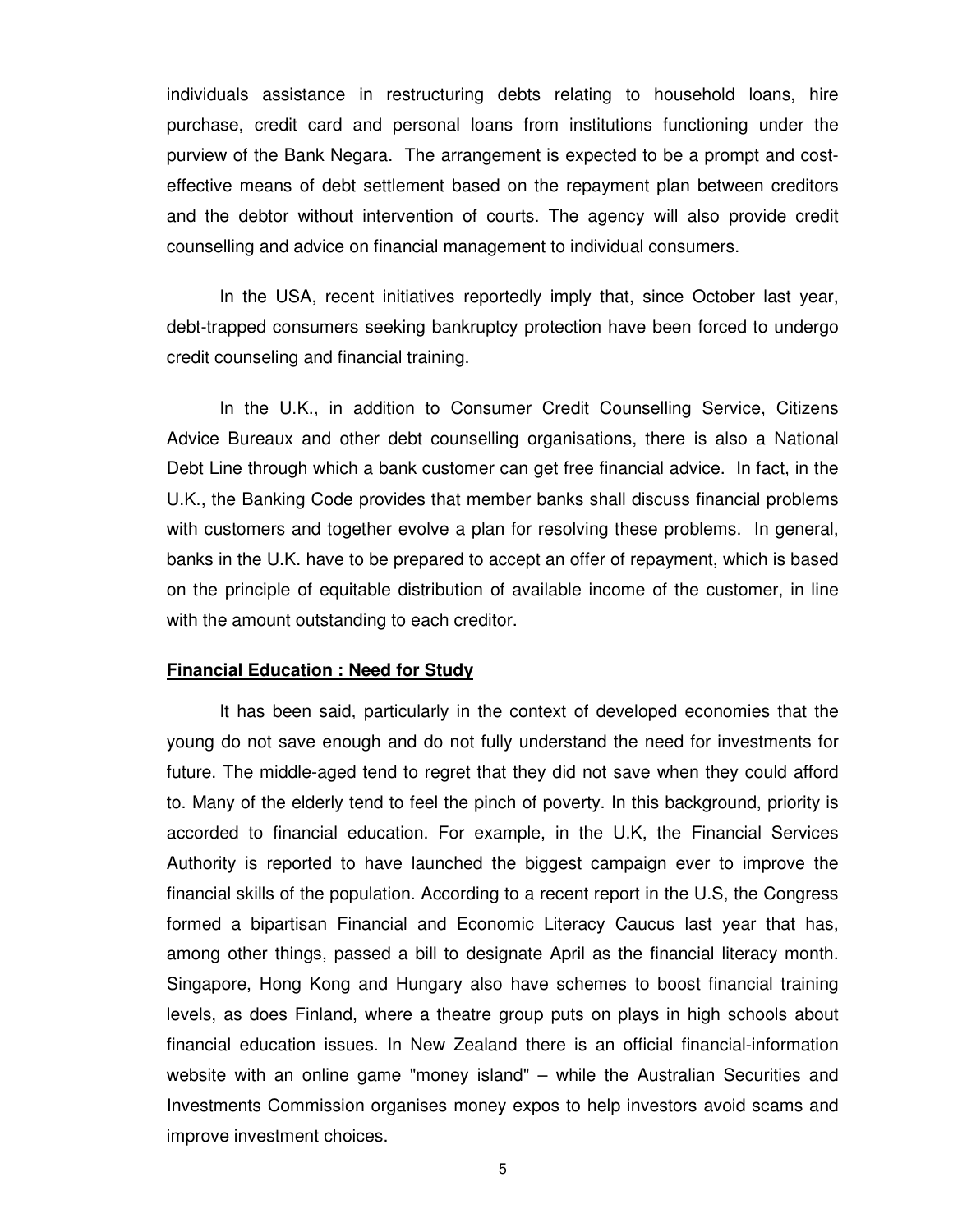individuals assistance in restructuring debts relating to household loans, hire purchase, credit card and personal loans from institutions functioning under the purview of the Bank Negara. The arrangement is expected to be a prompt and cost-effective means of debt settlement based on the repayment plan between creditors and the debtor without intervention of courts. The agency will also provide credit counselling and advice on financial management to individual consumers.

In the USA, recent initiatives reportedly imply that, since October last year, debt-trapped consumers seeking bankruptcy protection have been forced to undergo credit counseling and financial training.

In the U.K., in addition to Consumer Credit Counselling Service, Citizens Advice Bureaux and other debt counselling organisations, there is also a National Debt Line through which a bank customer can get free financial advice. In fact, in the U.K., the Banking Code provides that member banks shall discuss financial problems with customers and together evolve a plan for resolving these problems. In general, banks in the U.K. have to be prepared to accept an offer of repayment, which is based on the principle of equitable distribution of available income of the customer, in line with the amount outstanding to each creditor.

**Financial Education : Need for Study**

It has been said, particularly in the context of developed economies that the young do not save enough and do not fully understand the need for investments for future. The middle-aged tend to regret that they did not save when they could afford to. Many of the elderly tend to feel the pinch of poverty. In this background, priority is accorded to financial education. For example, in the U.K, the Financial Services Authority is reported to have launched the biggest campaign ever to improve the financial skills of the population. According to a recent report in the U.S, the Congress formed a bipartisan Financial and Economic Literacy Caucus last year that has, among other things, passed a bill to designate April as the financial literacy month. Singapore, Hong Kong and Hungary also have schemes to boost financial training levels, as does Finland, where a theatre group puts on plays in high schools about financial education issues. In New Zealand there is an official financial-information website with an online game "money island" – while the Australian Securities and Investments Commission organises money expos to help investors avoid scams and improve investment choices.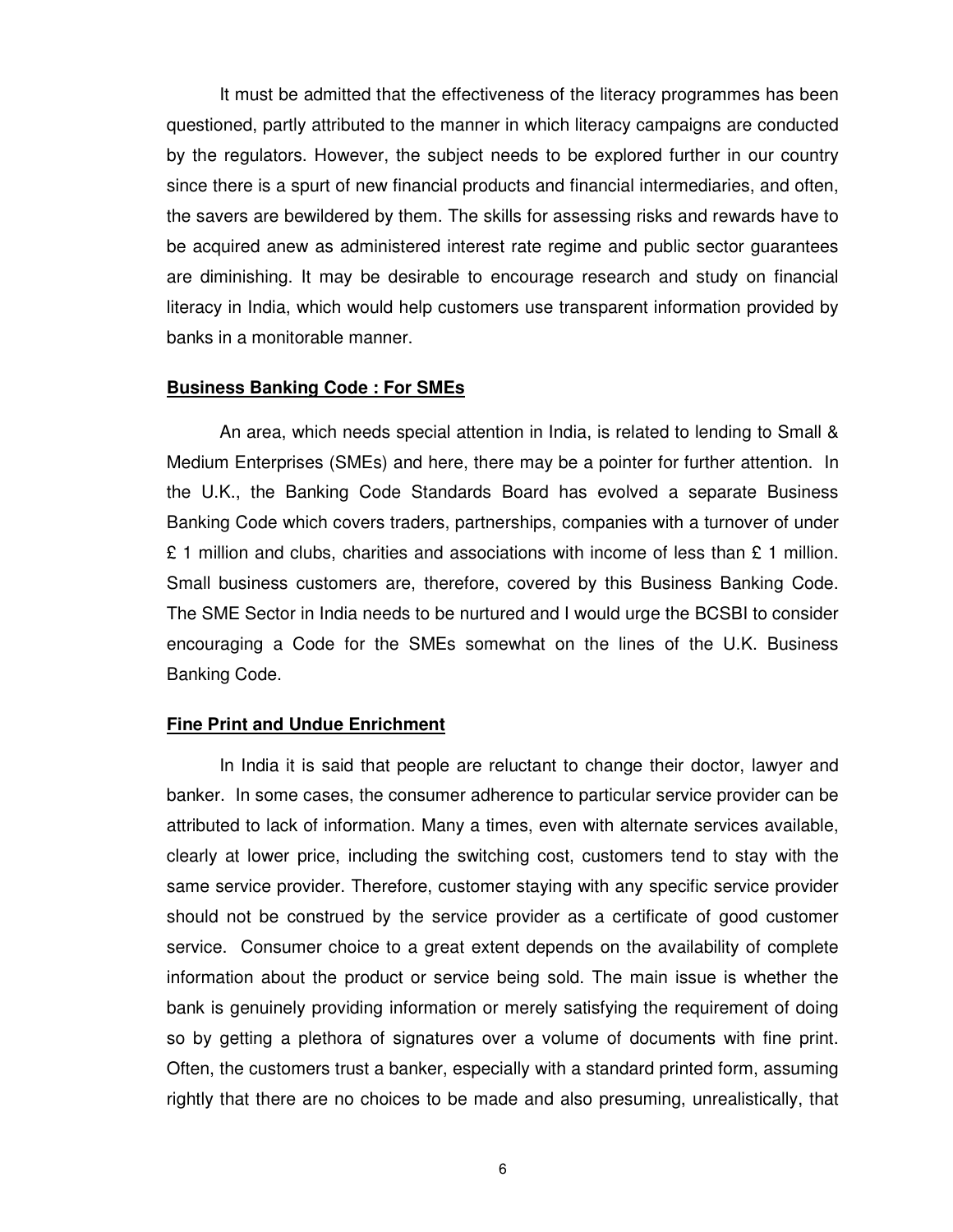It must be admitted that the effectiveness of the literacy programmes has been questioned, partly attributed to the manner in which literacy campaigns are conducted by the regulators. However, the subject needs to be explored further in our country since there is a spurt of new financial products and financial intermediaries, and often, the savers are bewildered by them. The skills for assessing risks and rewards have to be acquired anew as administered interest rate regime and public sector guarantees are diminishing. It may be desirable to encourage research and study on financial literacy in India, which would help customers use transparent information provided by banks in a monitorable manner.

**Business Banking Code : For SMEs**

An area, which needs special attention in India, is related to lending to Small & Medium Enterprises (SMEs) and here, there may be a pointer for further attention. In the U.K., the Banking Code Standards Board has evolved a separate Business Banking Code which covers traders, partnerships, companies with a turnover of under £ 1 million and clubs, charities and associations with income of less than £ 1 million. Small business customers are, therefore, covered by this Business Banking Code. The SME Sector in India needs to be nurtured and I would urge the BCSBI to consider encouraging a Code for the SMEs somewhat on the lines of the U.K. Business Banking Code.

**Fine Print and Undue Enrichment**

In India it is said that people are reluctant to change their doctor, lawyer and banker. In some cases, the consumer adherence to particular service provider can be attributed to lack of information. Many a times, even with alternate services available, clearly at lower price, including the switching cost, customers tend to stay with the same service provider. Therefore, customer staying with any specific service provider should not be construed by the service provider as a certificate of good customer service. Consumer choice to a great extent depends on the availability of complete information about the product or service being sold. The main issue is whether the bank is genuinely providing information or merely satisfying the requirement of doing so by getting a plethora of signatures over a volume of documents with fine print. Often, the customers trust a banker, especially with a standard printed form, assuming rightly that there are no choices to be made and also presuming, unrealistically, that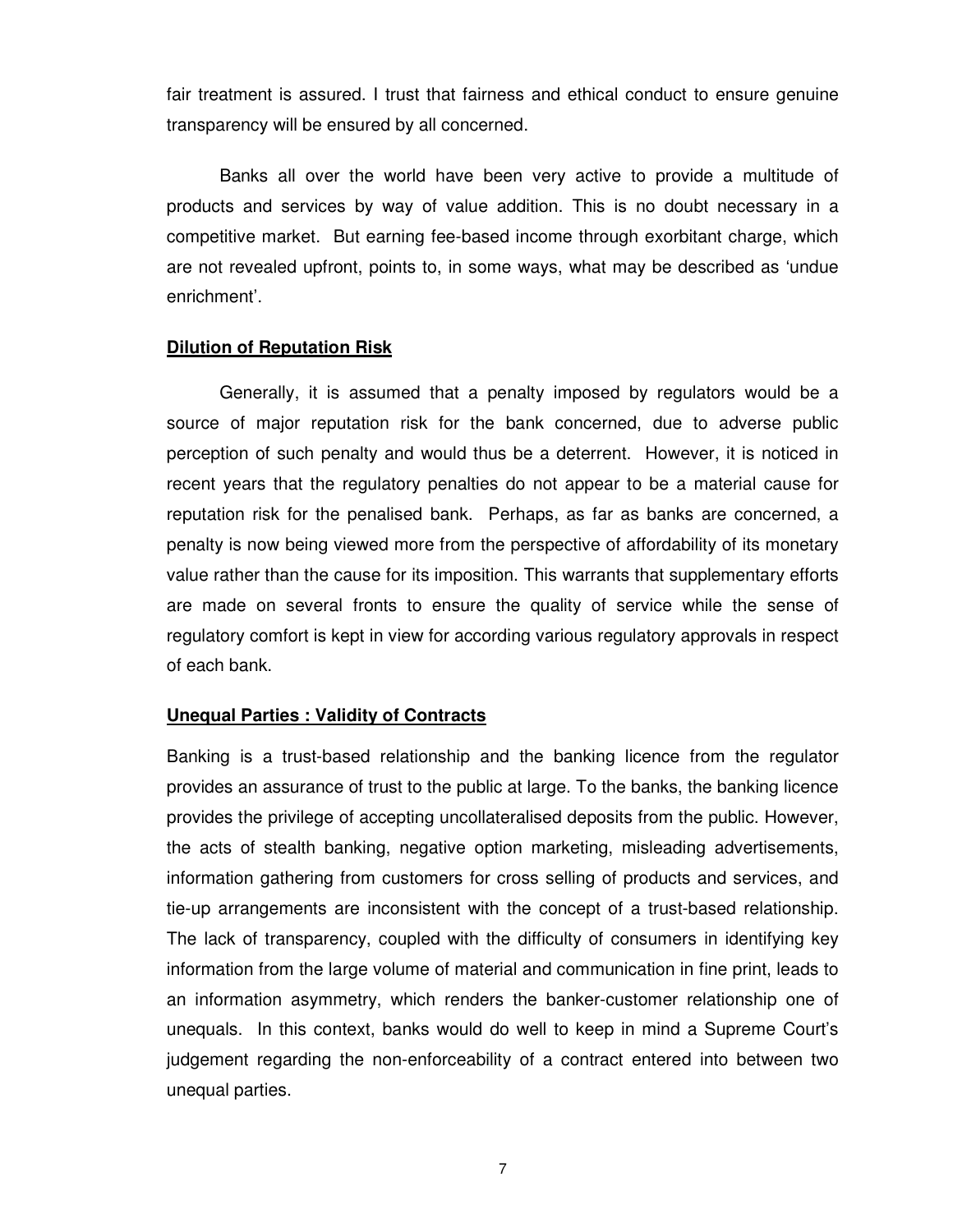fair treatment is assured. I trust that fairness and ethical conduct to ensure genuine transparency will be ensured by all concerned.

Banks all over the world have been very active to provide a multitude of products and services by way of value addition. This is no doubt necessary in a competitive market. But earning fee-based income through exorbitant charge, which are not revealed upfront, points to, in some ways, what may be described as 'undue enrichment'.

**Dilution of Reputation Risk**

Generally, it is assumed that a penalty imposed by regulators would be a source of major reputation risk for the bank concerned, due to adverse public perception of such penalty and would thus be a deterrent. However, it is noticed in recent years that the regulatory penalties do not appear to be a material cause for reputation risk for the penalised bank. Perhaps, as far as banks are concerned, a penalty is now being viewed more from the perspective of affordability of its monetary value rather than the cause for its imposition. This warrants that supplementary efforts are made on several fronts to ensure the quality of service while the sense of regulatory comfort is kept in view for according various regulatory approvals in respect of each bank.

**Unequal Parties : Validity of Contracts**

Banking is a trust-based relationship and the banking licence from the regulator provides an assurance of trust to the public at large. To the banks, the banking licence provides the privilege of accepting uncollateralised deposits from the public. However, the acts of stealth banking, negative option marketing, misleading advertisements, information gathering from customers for cross selling of products and services, and tie-up arrangements are inconsistent with the concept of a trust-based relationship. The lack of transparency, coupled with the difficulty of consumers in identifying key information from the large volume of material and communication in fine print, leads to an information asymmetry, which renders the banker-customer relationship one of unequals. In this context, banks would do well to keep in mind a Supreme Court's judgement regarding the non-enforceability of a contract entered into between two unequal parties.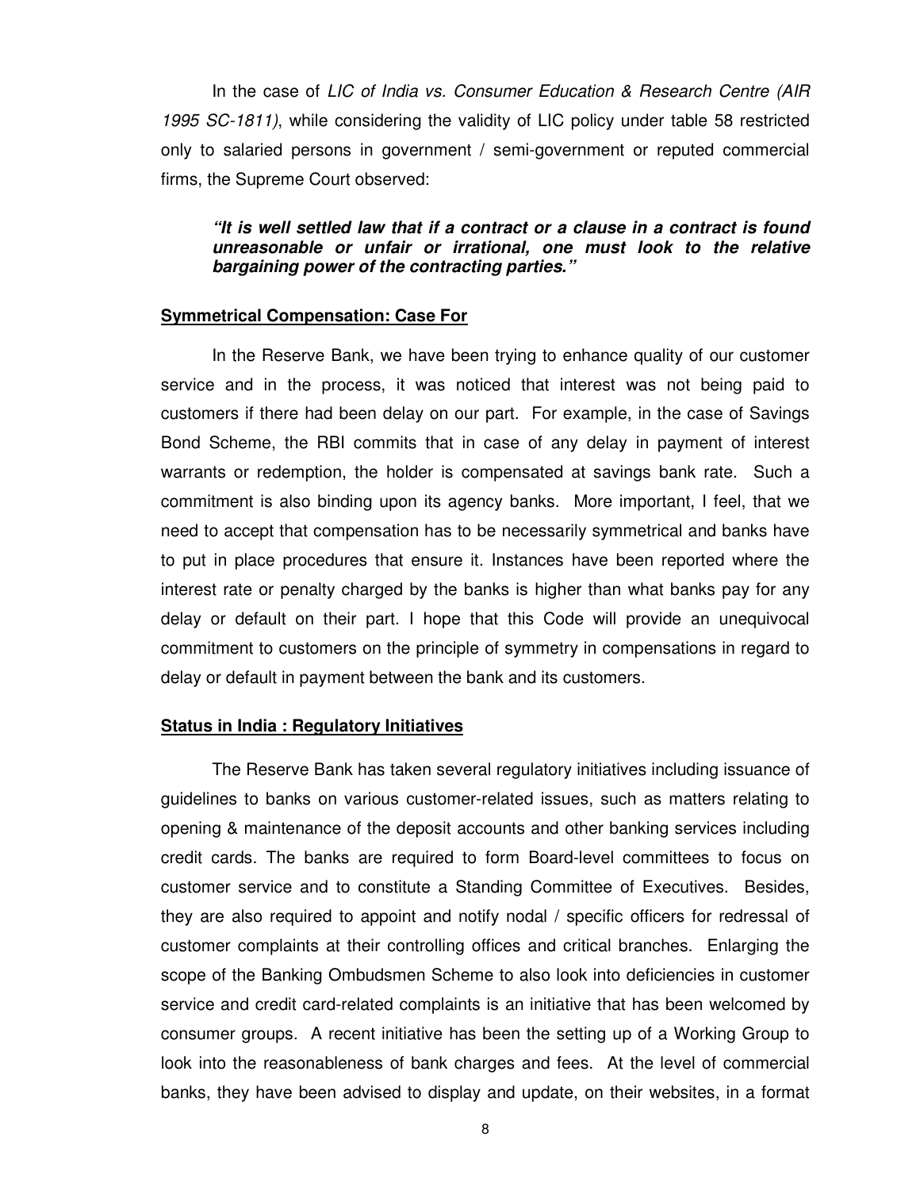In the case of *LIC of India vs. Consumer Education & Research Centre (AIR 1995 SC-1811)*, while considering the validity of LIC policy under table 58 restricted only to salaried persons in government / semi-government or reputed commercial firms, the Supreme Court observed:

> ***"It is well settled law that if a contract or a clause in a contract is found unreasonable or unfair or irrational, one must look to the relative bargaining power of the contracting parties."***

**Symmetrical Compensation: Case For**

In the Reserve Bank, we have been trying to enhance quality of our customer service and in the process, it was noticed that interest was not being paid to customers if there had been delay on our part. For example, in the case of Savings Bond Scheme, the RBI commits that in case of any delay in payment of interest warrants or redemption, the holder is compensated at savings bank rate. Such a commitment is also binding upon its agency banks. More important, I feel, that we need to accept that compensation has to be necessarily symmetrical and banks have to put in place procedures that ensure it. Instances have been reported where the interest rate or penalty charged by the banks is higher than what banks pay for any delay or default on their part. I hope that this Code will provide an unequivocal commitment to customers on the principle of symmetry in compensations in regard to delay or default in payment between the bank and its customers.

**Status in India : Regulatory Initiatives**

The Reserve Bank has taken several regulatory initiatives including issuance of guidelines to banks on various customer-related issues, such as matters relating to opening & maintenance of the deposit accounts and other banking services including credit cards. The banks are required to form Board-level committees to focus on customer service and to constitute a Standing Committee of Executives. Besides, they are also required to appoint and notify nodal / specific officers for redressal of customer complaints at their controlling offices and critical branches. Enlarging the scope of the Banking Ombudsmen Scheme to also look into deficiencies in customer service and credit card-related complaints is an initiative that has been welcomed by consumer groups. A recent initiative has been the setting up of a Working Group to look into the reasonableness of bank charges and fees. At the level of commercial banks, they have been advised to display and update, on their websites, in a format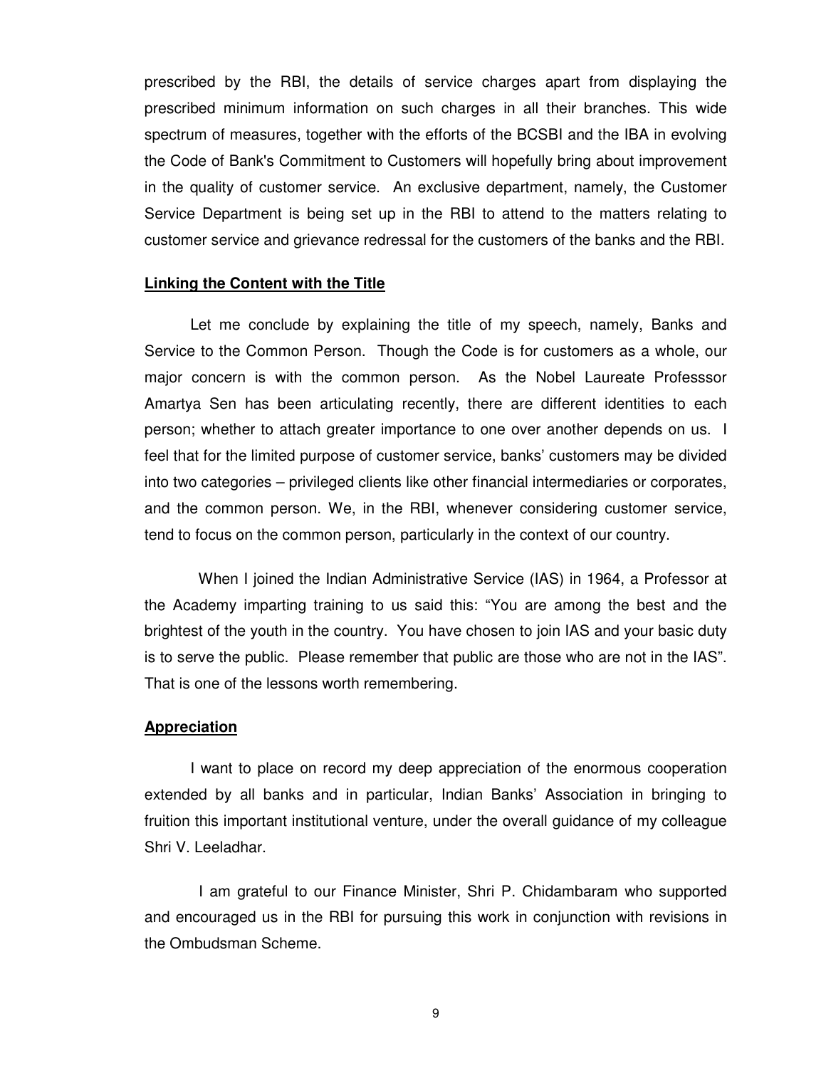prescribed by the RBI, the details of service charges apart from displaying the prescribed minimum information on such charges in all their branches. This wide spectrum of measures, together with the efforts of the BCSBI and the IBA in evolving the Code of Bank's Commitment to Customers will hopefully bring about improvement in the quality of customer service. An exclusive department, namely, the Customer Service Department is being set up in the RBI to attend to the matters relating to customer service and grievance redressal for the customers of the banks and the RBI.

**Linking the Content with the Title**

Let me conclude by explaining the title of my speech, namely, Banks and Service to the Common Person. Though the Code is for customers as a whole, our major concern is with the common person. As the Nobel Laureate Professsor Amartya Sen has been articulating recently, there are different identities to each person; whether to attach greater importance to one over another depends on us. I feel that for the limited purpose of customer service, banks' customers may be divided into two categories – privileged clients like other financial intermediaries or corporates, and the common person. We, in the RBI, whenever considering customer service, tend to focus on the common person, particularly in the context of our country.

When I joined the Indian Administrative Service (IAS) in 1964, a Professor at the Academy imparting training to us said this: "You are among the best and the brightest of the youth in the country. You have chosen to join IAS and your basic duty is to serve the public. Please remember that public are those who are not in the IAS". That is one of the lessons worth remembering.

**Appreciation**

I want to place on record my deep appreciation of the enormous cooperation extended by all banks and in particular, Indian Banks' Association in bringing to fruition this important institutional venture, under the overall guidance of my colleague Shri V. Leeladhar.

I am grateful to our Finance Minister, Shri P. Chidambaram who supported and encouraged us in the RBI for pursuing this work in conjunction with revisions in the Ombudsman Scheme.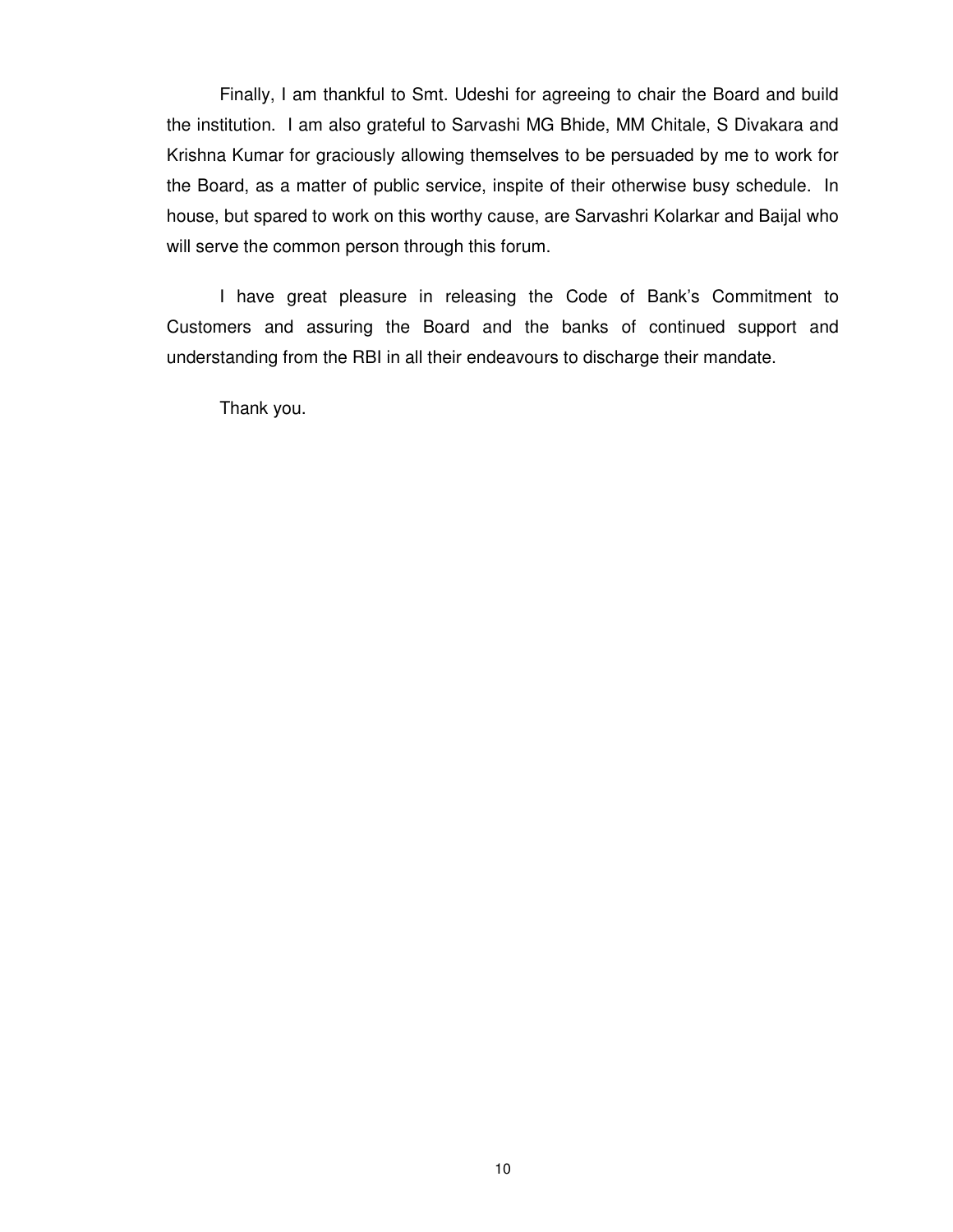Finally, I am thankful to Smt. Udeshi for agreeing to chair the Board and build the institution. I am also grateful to Sarvashi MG Bhide, MM Chitale, S Divakara and Krishna Kumar for graciously allowing themselves to be persuaded by me to work for the Board, as a matter of public service, inspite of their otherwise busy schedule. In house, but spared to work on this worthy cause, are Sarvashri Kolarkar and Baijal who will serve the common person through this forum.

I have great pleasure in releasing the Code of Bank's Commitment to Customers and assuring the Board and the banks of continued support and understanding from the RBI in all their endeavours to discharge their mandate.

Thank you.